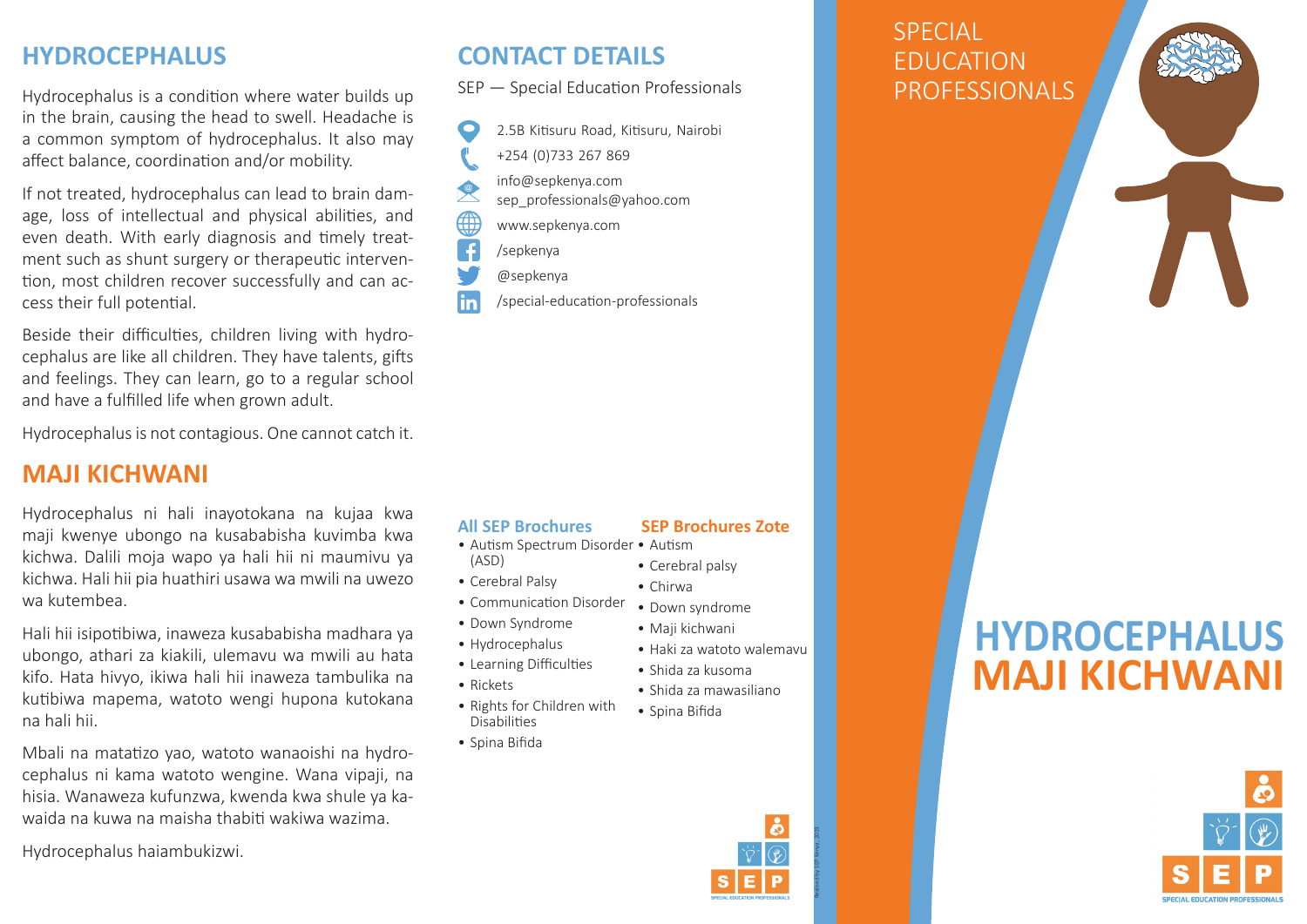# HYDROCEPHALUS

Hydrocephalus is a condition where water builds up in the brain, causing the head to swell. Headache is a common symptom of hydrocephalus. It also may affect balance, coordination and/or mobility.

If not treated, hydrocephalus can lead to brain damage, loss of intellectual and physical abilities, and even death. With early diagnosis and timely treatment such as shunt surgery or therapeutic intervention, most children recover successfully and can access their full potential.

Beside their difficulties, children living with hydrocephalus are like all children. They have talents, gifts and feelings. They can learn, go to a regular school and have a fulfilled life when grown adult.

Hydrocephalus is not contagious. One cannot catch it.

# MAJI KICHWANI

Hydrocephalus ni hali inayotokana na kujaa kwa maji kwenye ubongo na kusababisha kuvimba kwa kichwa. Dalili moja wapo ya hali hii ni maumivu ya kichwa. Hali hii pia huathiri usawa wa mwili na uwezo wa kutembea.

Hali hii isipotibiwa, inaweza kusababisha madhara ya ubongo, athari za kiakili, ulemavu wa mwili au hata kifo. Hata hivyo, ikiwa hali hii inaweza tambulika na kutibiwa mapema, watoto wengi hupona kutokana na hali hii.

Mbali na matatizo yao, watoto wanaoishi na hydrocephalus ni kama watoto wengine. Wana vipaji, na hisia. Wanaweza kufunzwa, kwenda kwa shule ya kawaida na kuwa na maisha thabiti wakiwa wazima.

Hydrocephalus haiambukizwi.

# CONTACT DETAILS

SEP — Special Education Professionals

- 2.5B Kitisuru Road, Kitisuru, Nairobi
- +254 (0)733 267 869
- info@sepkenya.com
  sep_professionals@yahoo.com
- www.sepkenya.com
- /sepkenya
- @sepkenya
- /special-education-professionals

## All SEP Brochures

- Autism Spectrum Disorder (ASD)
- Cerebral Palsy
- Communication Disorder
- Down Syndrome
- Hydrocephalus
- Learning Difficulties
- Rickets
- Rights for Children with Disabilities
- Spina Bifida

## SEP Brochures Zote

- Autism
- Cerebral palsy
- Chirwa
- Down syndrome
- Maji kichwani
- Haki za watoto walemavu
- Shida za kusoma
- Shida za mawasiliano
- Spina Bifida

SEP SPECIAL EDUCATION PROFESSIONALS

SPECIAL EDUCATION PROFESSIONALS

# HYDROCEPHALUS MAJI KICHWANI

SEP SPECIAL EDUCATION PROFESSIONALS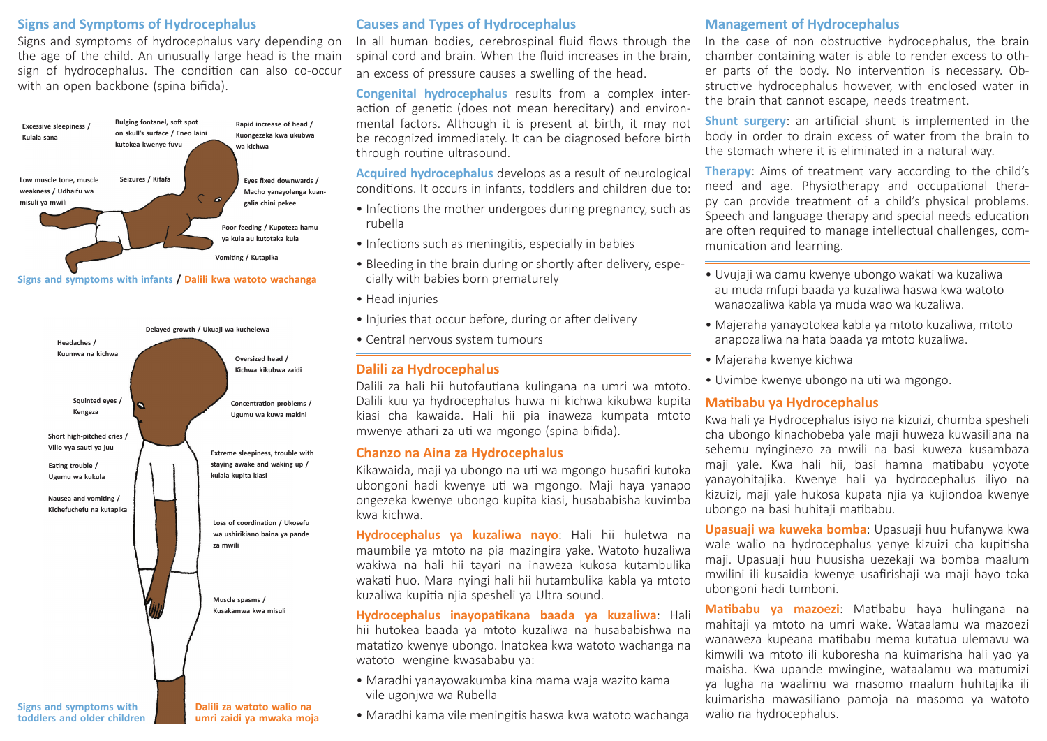## Signs and Symptoms of Hydrocephalus

Signs and symptoms of hydrocephalus vary depending on the age of the child. An unusually large head is the main sign of hydrocephalus. The condition can also co-occur with an open backbone (spina bifida).

Excessive sleepiness / Kulala sana

Bulging fontanel, soft spot on skull's surface / Eneo laini kutokea kwenye fuvu

Rapid increase of head / Kuongezeka kwa ukubwa wa kichwa

Low muscle tone, muscle weakness / Udhaifu wa misuli ya mwili

Seizures / Kifafa

Eyes fixed downwards / Macho yanayolenga kuangalia chini pekee

Poor feeding / Kupoteza hamu ya kula au kutotaka kula

Vomiting / Kutapika

**Signs and symptoms with infants / Dalili kwa watoto wachanga**

Delayed growth / Ukuaji wa kuchelewa

Headaches / Kuumwa na kichwa

Oversized head / Kichwa kikubwa zaidi

Squinted eyes / Kengeza

Concentration problems / Ugumu wa kuwa makini

Short high-pitched cries / Vilio vya sauti ya juu

Eating trouble / Ugumu wa kukula

Extreme sleepiness, trouble with staying awake and waking up / kulala kupita kiasi

Nausea and vomiting / Kichefuchefu na kutapika

Loss of coordination / Ukosefu wa ushirikiano baina ya pande za mwili

Muscle spasms / Kusakamwa kwa misuli

**Signs and symptoms with toddlers and older children / Dalili za watoto walio na umri zaidi ya mwaka moja**

## Causes and Types of Hydrocephalus

In all human bodies, cerebrospinal fluid flows through the spinal cord and brain. When the fluid increases in the brain, an excess of pressure causes a swelling of the head.

**Congenital hydrocephalus** results from a complex interaction of genetic (does not mean hereditary) and environmental factors. Although it is present at birth, it may not be recognized immediately. It can be diagnosed before birth through routine ultrasound.

**Acquired hydrocephalus** develops as a result of neurological conditions. It occurs in infants, toddlers and children due to:

- Infections the mother undergoes during pregnancy, such as rubella
- Infections such as meningitis, especially in babies
- Bleeding in the brain during or shortly after delivery, especially with babies born prematurely
- Head injuries
- Injuries that occur before, during or after delivery
- Central nervous system tumours

## Dalili za Hydrocephalus

Dalili za hali hii hutofautiana kulingana na umri wa mtoto. Dalili kuu ya hydrocephalus huwa ni kichwa kikubwa kupita kiasi cha kawaida. Hali hii pia inaweza kumpata mtoto mwenye athari za uti wa mgongo (spina bifida).

## Chanzo na Aina za Hydrocephalus

Kikawaida, maji ya ubongo na uti wa mgongo husafiri kutoka ubongoni hadi kwenye uti wa mgongo. Maji haya yanapo ongezeka kwenye ubongo kupita kiasi, husababisha kuvimba kwa kichwa.

**Hydrocephalus ya kuzaliwa nayo**: Hali hii huletwa na maumbile ya mtoto na pia mazingira yake. Watoto huzaliwa wakiwa na hali hii tayari na inaweza kukosa kutambulika wakati huo. Mara nyingi hali hii hutambulika kabla ya mtoto kuzaliwa kupitia njia spesheli ya Ultra sound.

**Hydrocephalus inayopatikana baada ya kuzaliwa**: Hali hii hutokea baada ya mtoto kuzaliwa na husababishwa na matatizo kwenye ubongo. Inatokea kwa watoto wachanga na watoto wengine kwasababu ya:

- Maradhi yanayowakumba kina mama waja wazito kama vile ugonjwa wa Rubella
- Maradhi kama vile meningitis haswa kwa watoto wachanga
- Uvujaji wa damu kwenye ubongo wakati wa kuzaliwa au muda mfupi baada ya kuzaliwa haswa kwa watoto wanaozaliwa kabla ya muda wao wa kuzaliwa.
- Majeraha yanayotokea kabla ya mtoto kuzaliwa, mtoto anapozaliwa na hata baada ya mtoto kuzaliwa.
- Majeraha kwenye kichwa
- Uvimbe kwenye ubongo na uti wa mgongo.

## Management of Hydrocephalus

In the case of non obstructive hydrocephalus, the brain chamber containing water is able to render excess to other parts of the body. No intervention is necessary. Obstructive hydrocephalus however, with enclosed water in the brain that cannot escape, needs treatment.

**Shunt surgery**: an artificial shunt is implemented in the body in order to drain excess of water from the brain to the stomach where it is eliminated in a natural way.

**Therapy**: Aims of treatment vary according to the child's need and age. Physiotherapy and occupational therapy can provide treatment of a child's physical problems. Speech and language therapy and special needs education are often required to manage intellectual challenges, communication and learning.

## Matibabu ya Hydrocephalus

Kwa hali ya Hydrocephalus isiyo na kizuizi, chumba spesheli cha ubongo kinachobeba yale maji huweza kuwasiliana na sehemu nyinginezo za mwili na basi kuweza kusambaza maji yale. Kwa hali hii, basi hamna matibabu yoyote yanayohitajika. Kwenye hali ya hydrocephalus iliyo na kizuizi, maji yale hukosa kupata njia ya kujiondoa kwenye ubongo na basi huhitaji matibabu.

**Upasuaji wa kuweka bomba**: Upasuaji huu hufanywa kwa wale walio na hydrocephalus yenye kizuizi cha kupitisha maji. Upasuaji huu huusisha uezekaji wa bomba maalum mwilini ili kusaidia kwenye usafirishaji wa maji hayo toka ubongoni hadi tumboni.

**Matibabu ya mazoezi**: Matibabu haya hulingana na mahitaji ya mtoto na umri wake. Wataalamu wa mazoezi wanaweza kupeana matibabu mema kutatua ulemavu wa kimwili wa mtoto ili kuboresha na kuimarisha hali yao ya maisha. Kwa upande mwingine, wataalamu wa matumizi ya lugha na waalimu wa masomo maalum huhitajika ili kuimarisha mawasiliano pamoja na masomo ya watoto walio na hydrocephalus.